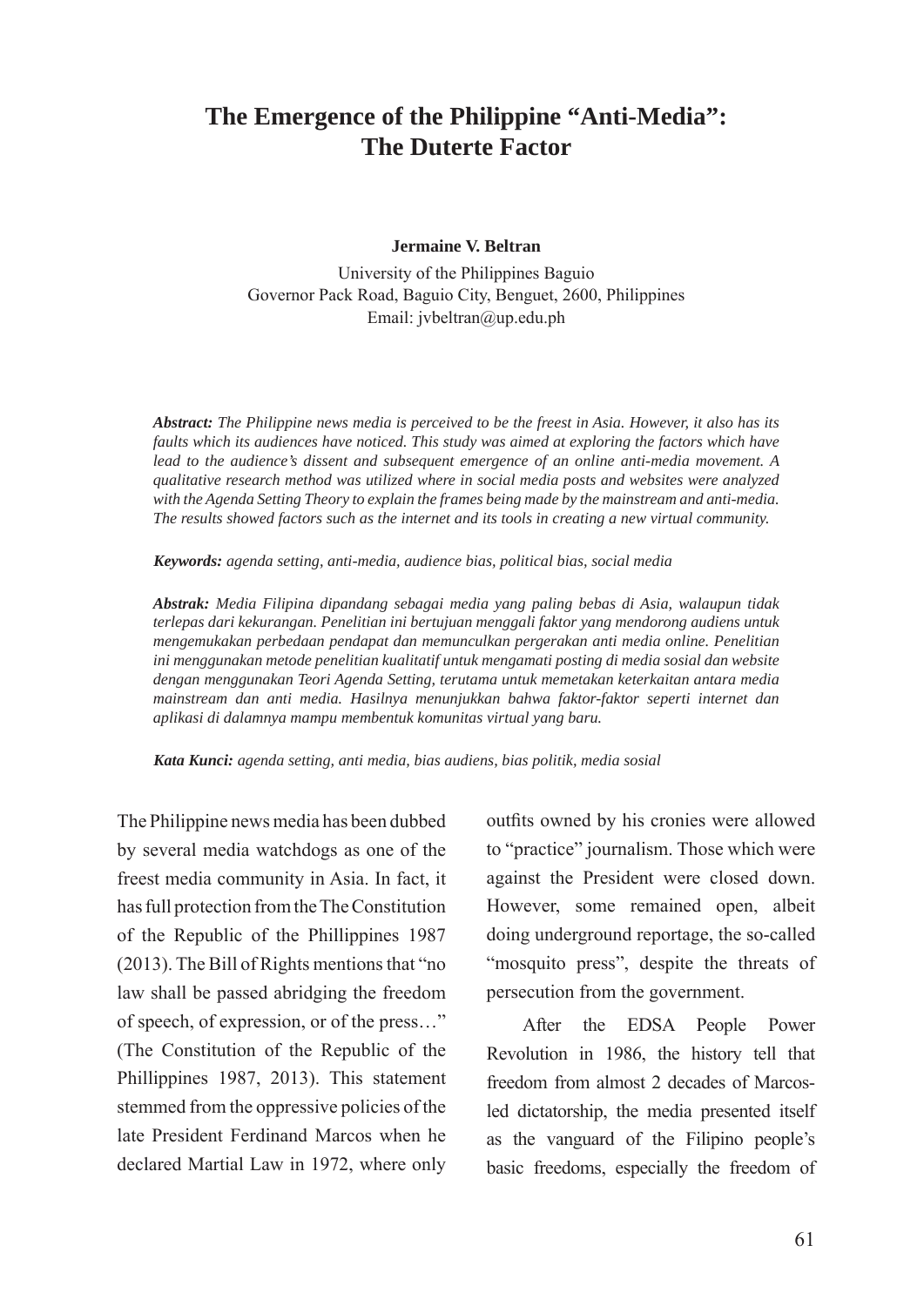# The Emergence of the Philippine "Anti-Media": The Duterte Factor

**Jermaine V. Beltran**

University of the Philippines Baguio
Governor Pack Road, Baguio City, Benguet, 2600, Philippines
Email: jvbeltran@up.edu.ph

***Abstract:*** *The Philippine news media is perceived to be the freest in Asia. However, it also has its faults which its audiences have noticed. This study was aimed at exploring the factors which have lead to the audience's dissent and subsequent emergence of an online anti-media movement. A qualitative research method was utilized where in social media posts and websites were analyzed with the Agenda Setting Theory to explain the frames being made by the mainstream and anti-media. The results showed factors such as the internet and its tools in creating a new virtual community.*

***Keywords:*** *agenda setting, anti-media, audience bias, political bias, social media*

***Abstrak:*** *Media Filipina dipandang sebagai media yang paling bebas di Asia, walaupun tidak terlepas dari kekurangan. Penelitian ini bertujuan menggali faktor yang mendorong audiens untuk mengemukakan perbedaan pendapat dan memunculkan pergerakan anti media online. Penelitian ini menggunakan metode penelitian kualitatif untuk mengamati posting di media sosial dan website dengan menggunakan Teori Agenda Setting, terutama untuk memetakan keterkaitan antara media mainstream dan anti media. Hasilnya menunjukkan bahwa faktor-faktor seperti internet dan aplikasi di dalamnya mampu membentuk komunitas virtual yang baru.*

***Kata Kunci:*** *agenda setting, anti media, bias audiens, bias politik, media sosial*

The Philippine news media has been dubbed by several media watchdogs as one of the freest media community in Asia. In fact, it has full protection from the The Constitution of the Republic of the Phillippines 1987 (2013). The Bill of Rights mentions that "no law shall be passed abridging the freedom of speech, of expression, or of the press…" (The Constitution of the Republic of the Phillippines 1987, 2013). This statement stemmed from the oppressive policies of the late President Ferdinand Marcos when he declared Martial Law in 1972, where only outfits owned by his cronies were allowed to "practice" journalism. Those which were against the President were closed down. However, some remained open, albeit doing underground reportage, the so-called "mosquito press", despite the threats of persecution from the government.

After the EDSA People Power Revolution in 1986, the history tell that freedom from almost 2 decades of Marcos-led dictatorship, the media presented itself as the vanguard of the Filipino people's basic freedoms, especially the freedom of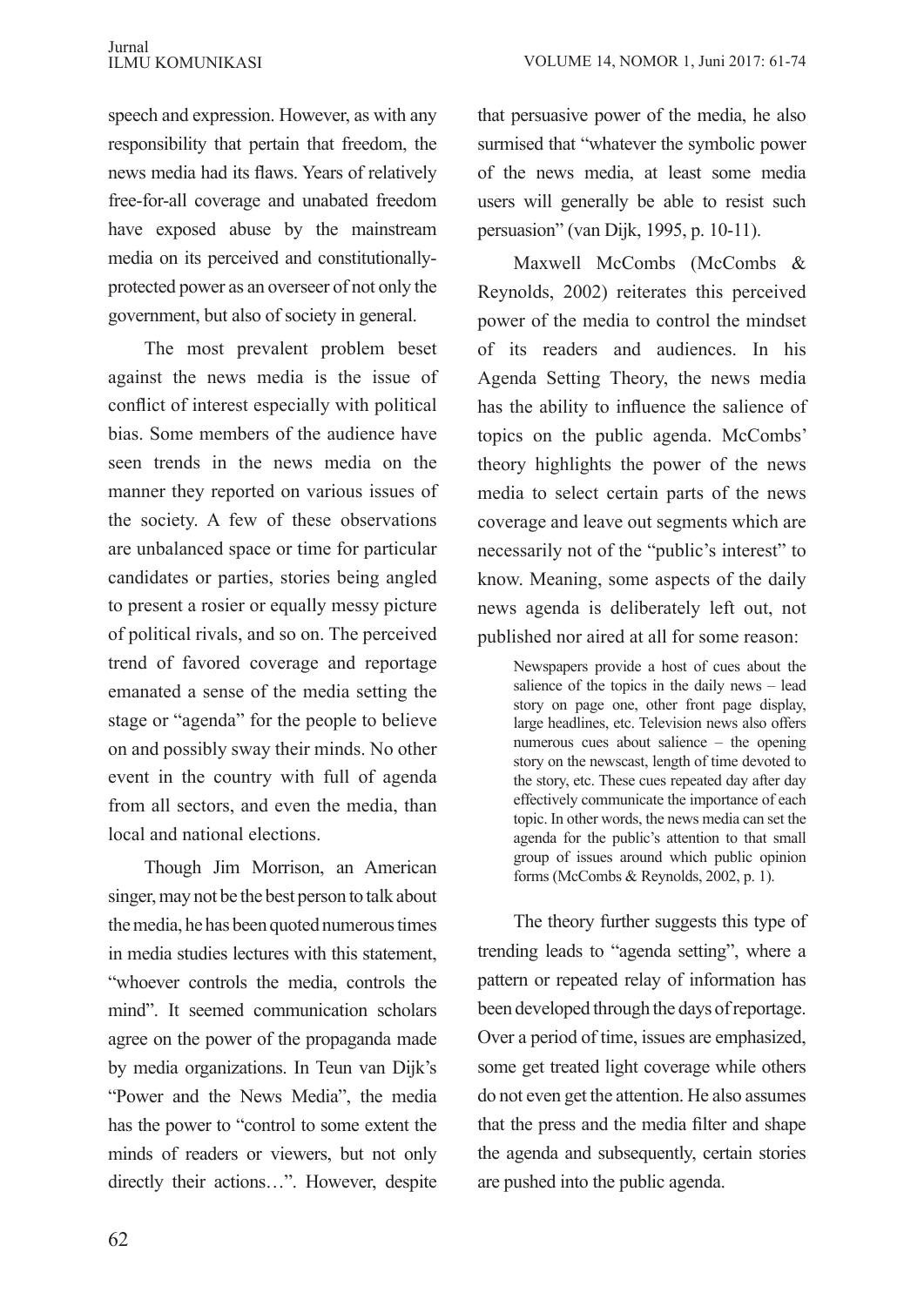speech and expression. However, as with any responsibility that pertain that freedom, the news media had its flaws. Years of relatively free-for-all coverage and unabated freedom have exposed abuse by the mainstream media on its perceived and constitutionally-protected power as an overseer of not only the government, but also of society in general.

The most prevalent problem beset against the news media is the issue of conflict of interest especially with political bias. Some members of the audience have seen trends in the news media on the manner they reported on various issues of the society. A few of these observations are unbalanced space or time for particular candidates or parties, stories being angled to present a rosier or equally messy picture of political rivals, and so on. The perceived trend of favored coverage and reportage emanated a sense of the media setting the stage or "agenda" for the people to believe on and possibly sway their minds. No other event in the country with full of agenda from all sectors, and even the media, than local and national elections.

Though Jim Morrison, an American singer, may not be the best person to talk about the media, he has been quoted numerous times in media studies lectures with this statement, "whoever controls the media, controls the mind". It seemed communication scholars agree on the power of the propaganda made by media organizations. In Teun van Dijk's "Power and the News Media", the media has the power to "control to some extent the minds of readers or viewers, but not only directly their actions…". However, despite that persuasive power of the media, he also surmised that "whatever the symbolic power of the news media, at least some media users will generally be able to resist such persuasion" (van Dijk, 1995, p. 10-11).

Maxwell McCombs (McCombs & Reynolds, 2002) reiterates this perceived power of the media to control the mindset of its readers and audiences. In his Agenda Setting Theory, the news media has the ability to influence the salience of topics on the public agenda. McCombs' theory highlights the power of the news media to select certain parts of the news coverage and leave out segments which are necessarily not of the "public's interest" to know. Meaning, some aspects of the daily news agenda is deliberately left out, not published nor aired at all for some reason:

> Newspapers provide a host of cues about the salience of the topics in the daily news – lead story on page one, other front page display, large headlines, etc. Television news also offers numerous cues about salience – the opening story on the newscast, length of time devoted to the story, etc. These cues repeated day after day effectively communicate the importance of each topic. In other words, the news media can set the agenda for the public's attention to that small group of issues around which public opinion forms (McCombs & Reynolds, 2002, p. 1).

The theory further suggests this type of trending leads to "agenda setting", where a pattern or repeated relay of information has been developed through the days of reportage. Over a period of time, issues are emphasized, some get treated light coverage while others do not even get the attention. He also assumes that the press and the media filter and shape the agenda and subsequently, certain stories are pushed into the public agenda.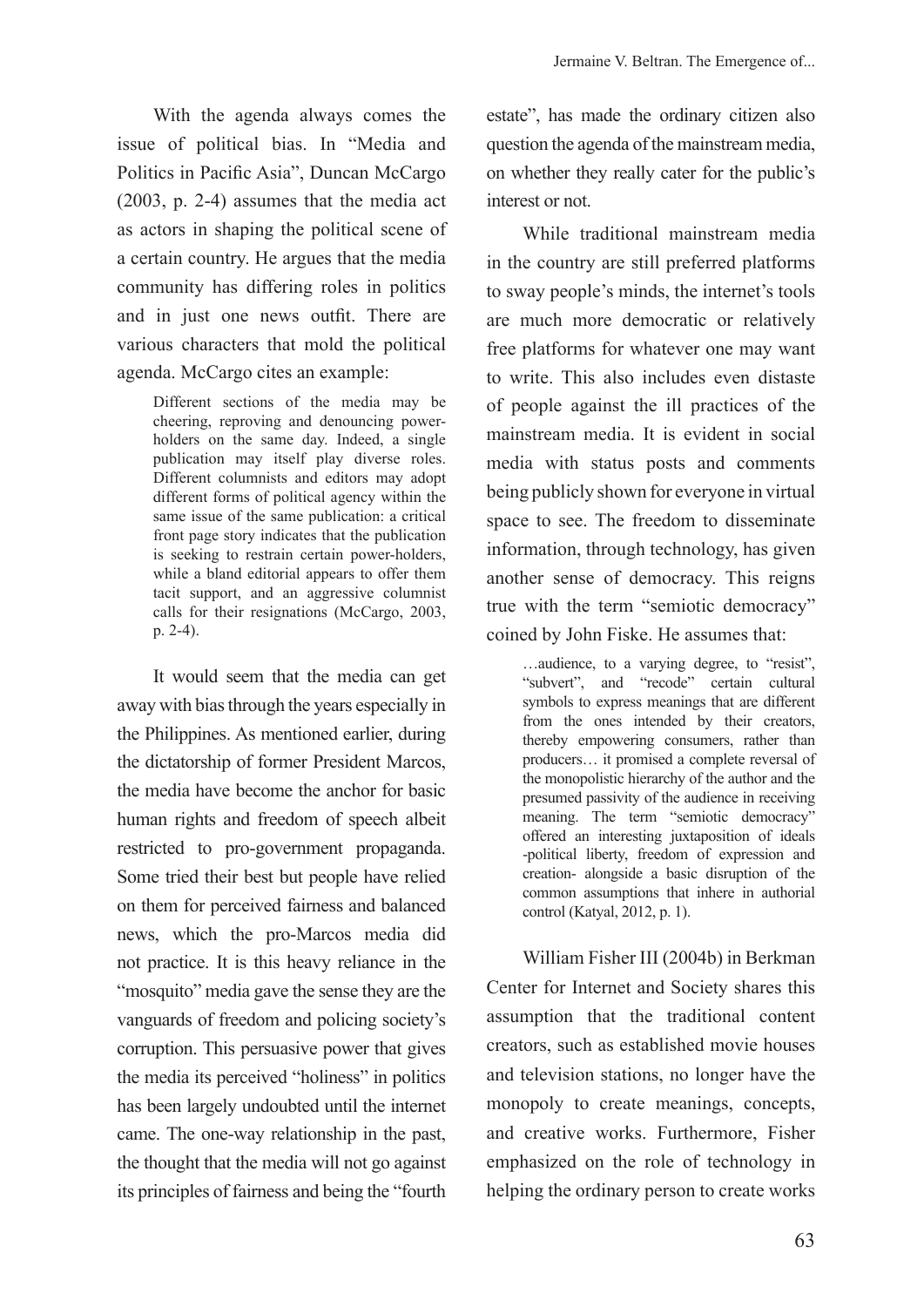With the agenda always comes the issue of political bias. In "Media and Politics in Pacific Asia", Duncan McCargo (2003, p. 2-4) assumes that the media act as actors in shaping the political scene of a certain country. He argues that the media community has differing roles in politics and in just one news outfit. There are various characters that mold the political agenda. McCargo cites an example:

> Different sections of the media may be cheering, reproving and denouncing power-holders on the same day. Indeed, a single publication may itself play diverse roles. Different columnists and editors may adopt different forms of political agency within the same issue of the same publication: a critical front page story indicates that the publication is seeking to restrain certain power-holders, while a bland editorial appears to offer them tacit support, and an aggressive columnist calls for their resignations (McCargo, 2003, p. 2-4).

It would seem that the media can get away with bias through the years especially in the Philippines. As mentioned earlier, during the dictatorship of former President Marcos, the media have become the anchor for basic human rights and freedom of speech albeit restricted to pro-government propaganda. Some tried their best but people have relied on them for perceived fairness and balanced news, which the pro-Marcos media did not practice. It is this heavy reliance in the "mosquito" media gave the sense they are the vanguards of freedom and policing society's corruption. This persuasive power that gives the media its perceived "holiness" in politics has been largely undoubted until the internet came. The one-way relationship in the past, the thought that the media will not go against its principles of fairness and being the "fourth estate", has made the ordinary citizen also question the agenda of the mainstream media, on whether they really cater for the public's interest or not.

While traditional mainstream media in the country are still preferred platforms to sway people's minds, the internet's tools are much more democratic or relatively free platforms for whatever one may want to write. This also includes even distaste of people against the ill practices of the mainstream media. It is evident in social media with status posts and comments being publicly shown for everyone in virtual space to see. The freedom to disseminate information, through technology, has given another sense of democracy. This reigns true with the term "semiotic democracy" coined by John Fiske. He assumes that:

> …audience, to a varying degree, to "resist", "subvert", and "recode" certain cultural symbols to express meanings that are different from the ones intended by their creators, thereby empowering consumers, rather than producers… it promised a complete reversal of the monopolistic hierarchy of the author and the presumed passivity of the audience in receiving meaning. The term "semiotic democracy" offered an interesting juxtaposition of ideals -political liberty, freedom of expression and creation- alongside a basic disruption of the common assumptions that inhere in authorial control (Katyal, 2012, p. 1).

William Fisher III (2004b) in Berkman Center for Internet and Society shares this assumption that the traditional content creators, such as established movie houses and television stations, no longer have the monopoly to create meanings, concepts, and creative works. Furthermore, Fisher emphasized on the role of technology in helping the ordinary person to create works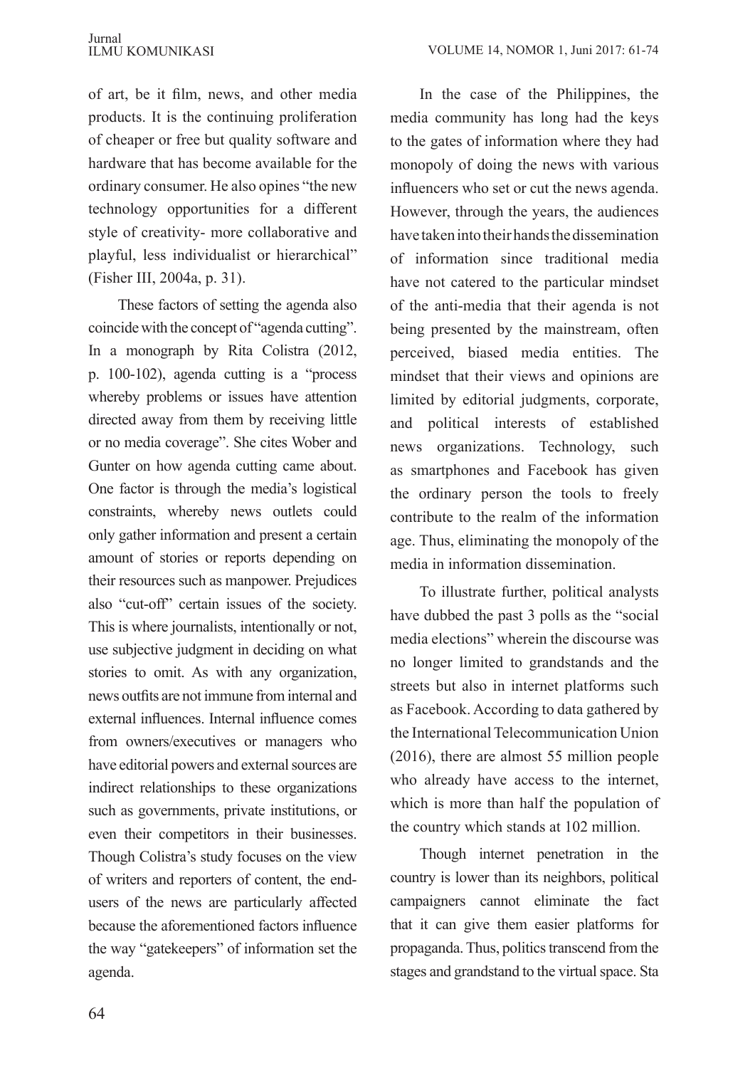of art, be it film, news, and other media products. It is the continuing proliferation of cheaper or free but quality software and hardware that has become available for the ordinary consumer. He also opines "the new technology opportunities for a different style of creativity- more collaborative and playful, less individualist or hierarchical" (Fisher III, 2004a, p. 31).

These factors of setting the agenda also coincide with the concept of "agenda cutting". In a monograph by Rita Colistra (2012, p. 100-102), agenda cutting is a "process whereby problems or issues have attention directed away from them by receiving little or no media coverage". She cites Wober and Gunter on how agenda cutting came about. One factor is through the media's logistical constraints, whereby news outlets could only gather information and present a certain amount of stories or reports depending on their resources such as manpower. Prejudices also "cut-off" certain issues of the society. This is where journalists, intentionally or not, use subjective judgment in deciding on what stories to omit. As with any organization, news outfits are not immune from internal and external influences. Internal influence comes from owners/executives or managers who have editorial powers and external sources are indirect relationships to these organizations such as governments, private institutions, or even their competitors in their businesses. Though Colistra's study focuses on the view of writers and reporters of content, the end-users of the news are particularly affected because the aforementioned factors influence the way "gatekeepers" of information set the agenda.

In the case of the Philippines, the media community has long had the keys to the gates of information where they had monopoly of doing the news with various influencers who set or cut the news agenda. However, through the years, the audiences have taken into their hands the dissemination of information since traditional media have not catered to the particular mindset of the anti-media that their agenda is not being presented by the mainstream, often perceived, biased media entities. The mindset that their views and opinions are limited by editorial judgments, corporate, and political interests of established news organizations. Technology, such as smartphones and Facebook has given the ordinary person the tools to freely contribute to the realm of the information age. Thus, eliminating the monopoly of the media in information dissemination.

To illustrate further, political analysts have dubbed the past 3 polls as the "social media elections" wherein the discourse was no longer limited to grandstands and the streets but also in internet platforms such as Facebook. According to data gathered by the International Telecommunication Union (2016), there are almost 55 million people who already have access to the internet, which is more than half the population of the country which stands at 102 million.

Though internet penetration in the country is lower than its neighbors, political campaigners cannot eliminate the fact that it can give them easier platforms for propaganda. Thus, politics transcend from the stages and grandstand to the virtual space. Sta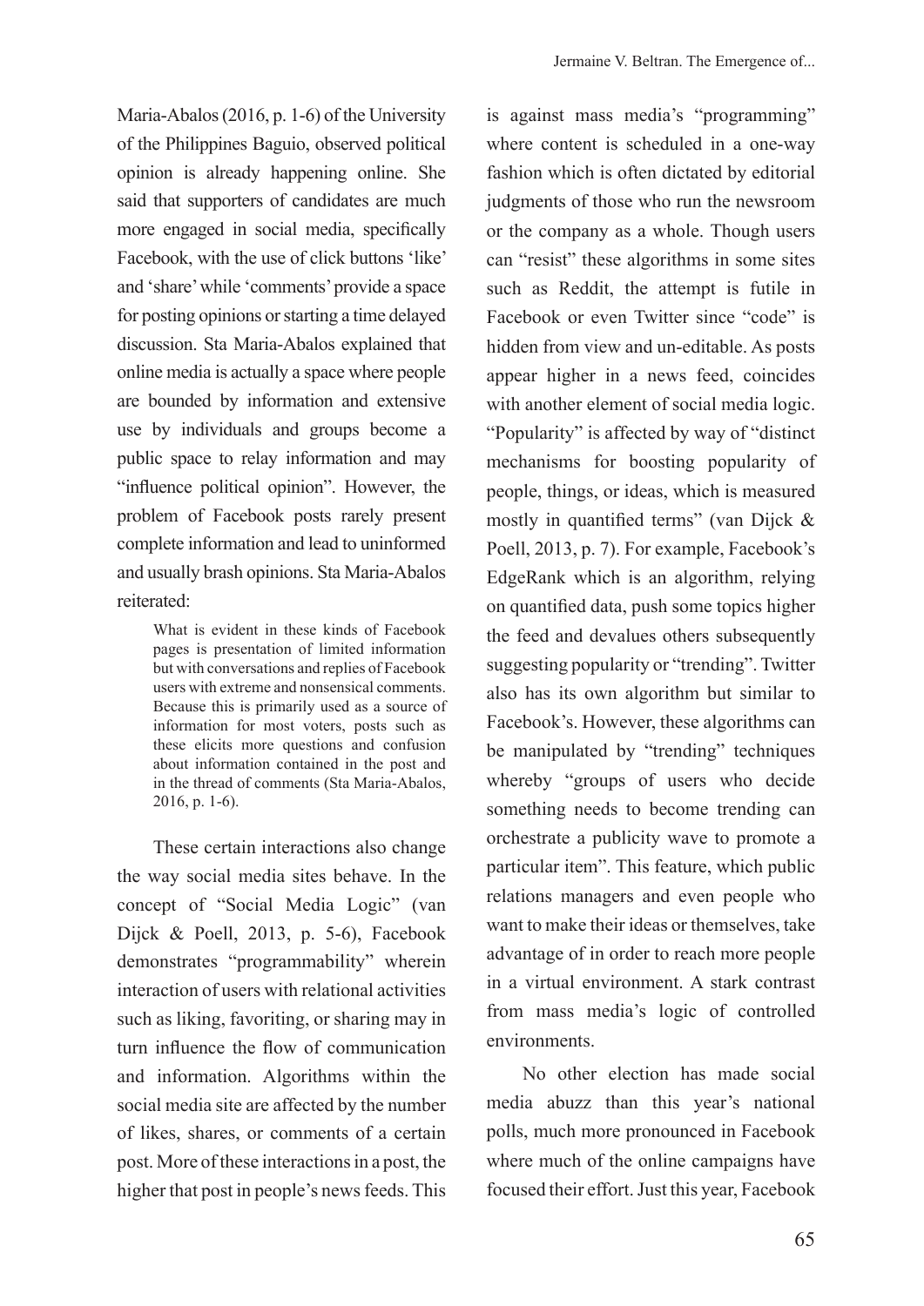Maria-Abalos (2016, p. 1-6) of the University of the Philippines Baguio, observed political opinion is already happening online. She said that supporters of candidates are much more engaged in social media, specifically Facebook, with the use of click buttons 'like' and 'share' while 'comments' provide a space for posting opinions or starting a time delayed discussion. Sta Maria-Abalos explained that online media is actually a space where people are bounded by information and extensive use by individuals and groups become a public space to relay information and may "influence political opinion". However, the problem of Facebook posts rarely present complete information and lead to uninformed and usually brash opinions. Sta Maria-Abalos reiterated:

> What is evident in these kinds of Facebook pages is presentation of limited information but with conversations and replies of Facebook users with extreme and nonsensical comments. Because this is primarily used as a source of information for most voters, posts such as these elicits more questions and confusion about information contained in the post and in the thread of comments (Sta Maria-Abalos, 2016, p. 1-6).

These certain interactions also change the way social media sites behave. In the concept of "Social Media Logic" (van Dijck & Poell, 2013, p. 5-6), Facebook demonstrates "programmability" wherein interaction of users with relational activities such as liking, favoriting, or sharing may in turn influence the flow of communication and information. Algorithms within the social media site are affected by the number of likes, shares, or comments of a certain post. More of these interactions in a post, the higher that post in people's news feeds. This is against mass media's "programming" where content is scheduled in a one-way fashion which is often dictated by editorial judgments of those who run the newsroom or the company as a whole. Though users can "resist" these algorithms in some sites such as Reddit, the attempt is futile in Facebook or even Twitter since "code" is hidden from view and un-editable. As posts appear higher in a news feed, coincides with another element of social media logic. "Popularity" is affected by way of "distinct mechanisms for boosting popularity of people, things, or ideas, which is measured mostly in quantified terms" (van Dijck & Poell, 2013, p. 7). For example, Facebook's EdgeRank which is an algorithm, relying on quantified data, push some topics higher the feed and devalues others subsequently suggesting popularity or "trending". Twitter also has its own algorithm but similar to Facebook's. However, these algorithms can be manipulated by "trending" techniques whereby "groups of users who decide something needs to become trending can orchestrate a publicity wave to promote a particular item". This feature, which public relations managers and even people who want to make their ideas or themselves, take advantage of in order to reach more people in a virtual environment. A stark contrast from mass media's logic of controlled environments.

No other election has made social media abuzz than this year's national polls, much more pronounced in Facebook where much of the online campaigns have focused their effort. Just this year, Facebook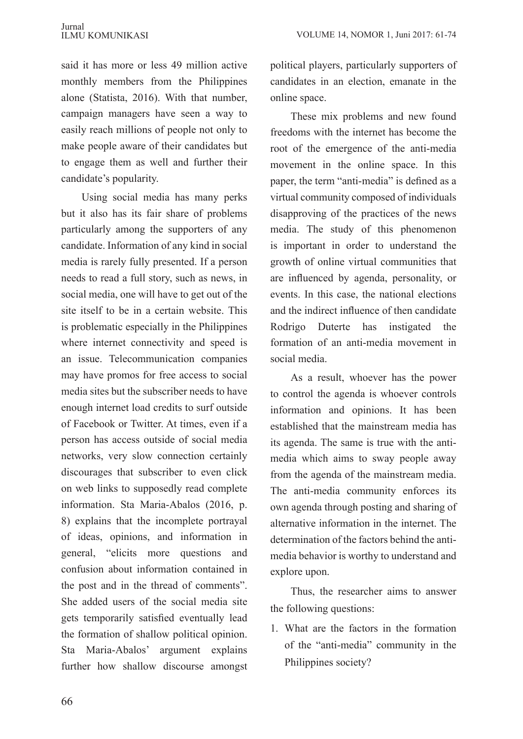said it has more or less 49 million active monthly members from the Philippines alone (Statista, 2016). With that number, campaign managers have seen a way to easily reach millions of people not only to make people aware of their candidates but to engage them as well and further their candidate's popularity.

Using social media has many perks but it also has its fair share of problems particularly among the supporters of any candidate. Information of any kind in social media is rarely fully presented. If a person needs to read a full story, such as news, in social media, one will have to get out of the site itself to be in a certain website. This is problematic especially in the Philippines where internet connectivity and speed is an issue. Telecommunication companies may have promos for free access to social media sites but the subscriber needs to have enough internet load credits to surf outside of Facebook or Twitter. At times, even if a person has access outside of social media networks, very slow connection certainly discourages that subscriber to even click on web links to supposedly read complete information. Sta Maria-Abalos (2016, p. 8) explains that the incomplete portrayal of ideas, opinions, and information in general, "elicits more questions and confusion about information contained in the post and in the thread of comments". She added users of the social media site gets temporarily satisfied eventually lead the formation of shallow political opinion. Sta Maria-Abalos' argument explains further how shallow discourse amongst political players, particularly supporters of candidates in an election, emanate in the online space.

These mix problems and new found freedoms with the internet has become the root of the emergence of the anti-media movement in the online space. In this paper, the term "anti-media" is defined as a virtual community composed of individuals disapproving of the practices of the news media. The study of this phenomenon is important in order to understand the growth of online virtual communities that are influenced by agenda, personality, or events. In this case, the national elections and the indirect influence of then candidate Rodrigo Duterte has instigated the formation of an anti-media movement in social media.

As a result, whoever has the power to control the agenda is whoever controls information and opinions. It has been established that the mainstream media has its agenda. The same is true with the anti-media which aims to sway people away from the agenda of the mainstream media. The anti-media community enforces its own agenda through posting and sharing of alternative information in the internet. The determination of the factors behind the anti-media behavior is worthy to understand and explore upon.

Thus, the researcher aims to answer the following questions:

1. What are the factors in the formation of the "anti-media" community in the Philippines society?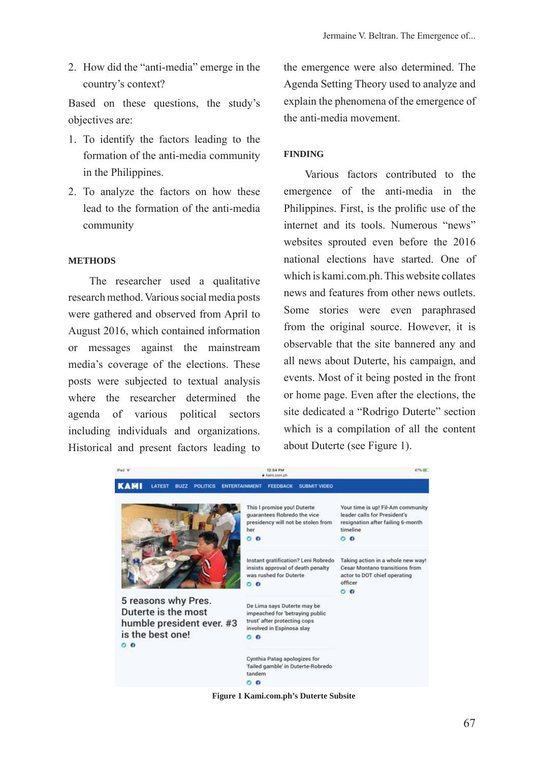2. How did the "anti-media" emerge in the country's context?

Based on these questions, the study's objectives are:

1. To identify the factors leading to the formation of the anti-media community in the Philippines.
2. To analyze the factors on how these lead to the formation of the anti-media community

## METHODS

The researcher used a qualitative research method. Various social media posts were gathered and observed from April to August 2016, which contained information or messages against the mainstream media's coverage of the elections. These posts were subjected to textual analysis where the researcher determined the agenda of various political sectors including individuals and organizations. Historical and present factors leading to the emergence were also determined. The Agenda Setting Theory used to analyze and explain the phenomena of the emergence of the anti-media movement.

## FINDING

Various factors contributed to the emergence of the anti-media in the Philippines. First, is the prolific use of the internet and its tools. Numerous "news" websites sprouted even before the 2016 national elections have started. One of which is kami.com.ph. This website collates news and features from other news outlets. Some stories were even paraphrased from the original source. However, it is observable that the site bannered any and all news about Duterte, his campaign, and events. Most of it being posted in the front or home page. Even after the elections, the site dedicated a "Rodrigo Duterte" section which is a compilation of all the content about Duterte (see Figure 1).

**Figure 1 Kami.com.ph's Duterte Subsite**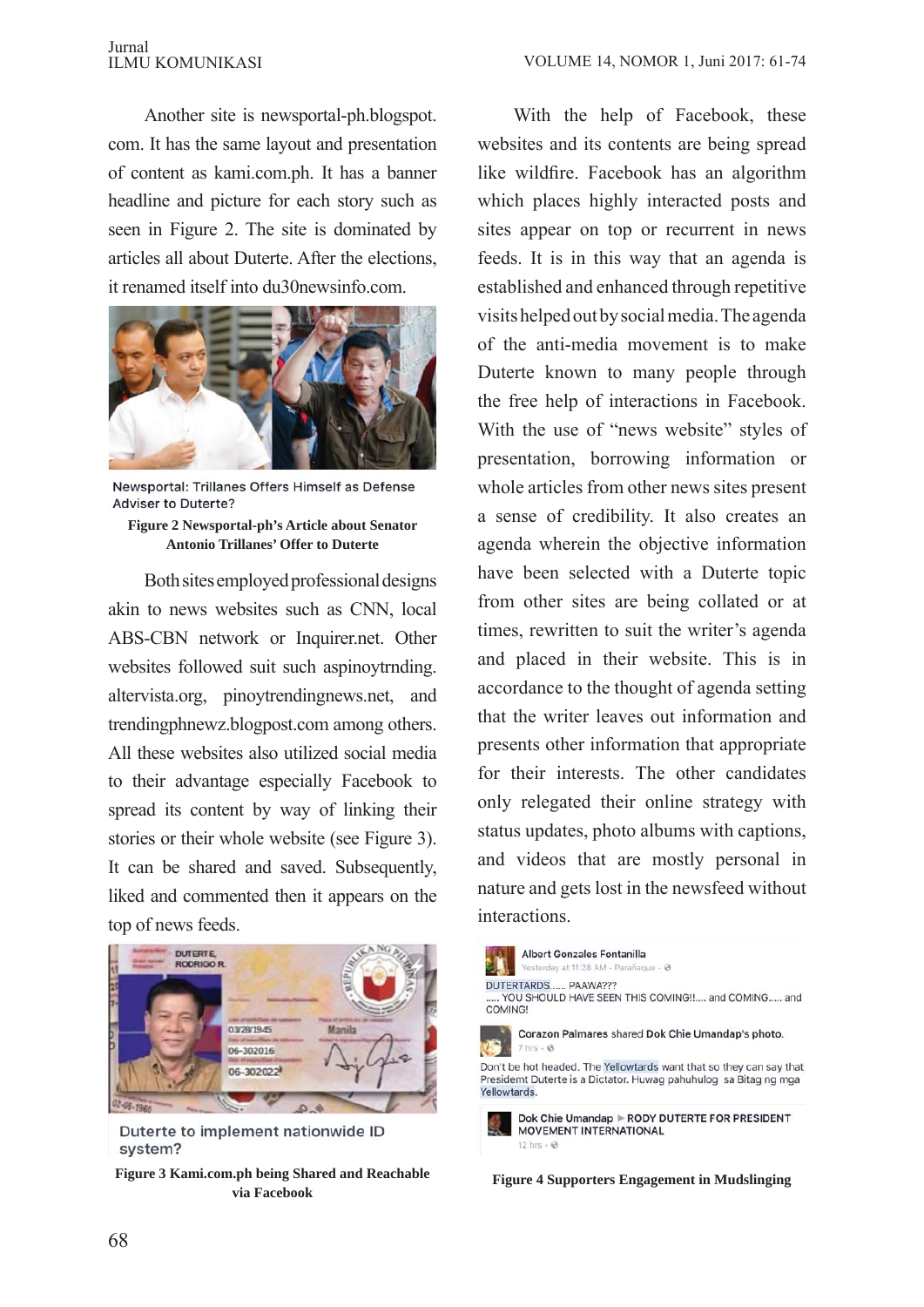Another site is newsportal-ph.blogspot.com. It has the same layout and presentation of content as kami.com.ph. It has a banner headline and picture for each story such as seen in Figure 2. The site is dominated by articles all about Duterte. After the elections, it renamed itself into du30newsinfo.com.

Newsportal: Trillanes Offers Himself as Defense Adviser to Duterte?

**Figure 2 Newsportal-ph's Article about Senator Antonio Trillanes' Offer to Duterte**

Both sites employed professional designs akin to news websites such as CNN, local ABS-CBN network or Inquirer.net. Other websites followed suit such aspinoytrnding.altervista.org, pinoytrendingnews.net, and trendingphnewz.blogpost.com among others. All these websites also utilized social media to their advantage especially Facebook to spread its content by way of linking their stories or their whole website (see Figure 3). It can be shared and saved. Subsequently, liked and commented then it appears on the top of news feeds.

Duterte to implement nationwide ID system?

**Figure 3 Kami.com.ph being Shared and Reachable via Facebook**

With the help of Facebook, these websites and its contents are being spread like wildfire. Facebook has an algorithm which places highly interacted posts and sites appear on top or recurrent in news feeds. It is in this way that an agenda is established and enhanced through repetitive visits helped out by social media. The agenda of the anti-media movement is to make Duterte known to many people through the free help of interactions in Facebook. With the use of "news website" styles of presentation, borrowing information or whole articles from other news sites present a sense of credibility. It also creates an agenda wherein the objective information have been selected with a Duterte topic from other sites are being collated or at times, rewritten to suit the writer's agenda and placed in their website. This is in accordance to the thought of agenda setting that the writer leaves out information and presents other information that appropriate for their interests. The other candidates only relegated their online strategy with status updates, photo albums with captions, and videos that are mostly personal in nature and gets lost in the newsfeed without interactions.

**Figure 4 Supporters Engagement in Mudslinging**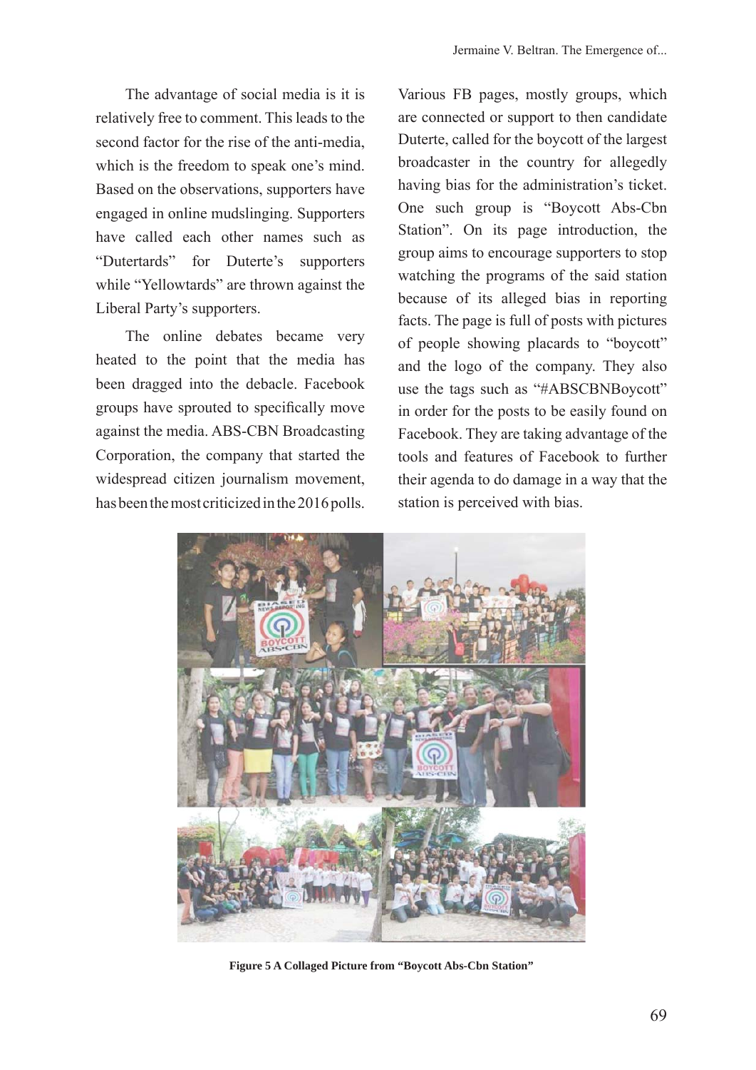The advantage of social media is it is relatively free to comment. This leads to the second factor for the rise of the anti-media, which is the freedom to speak one's mind. Based on the observations, supporters have engaged in online mudslinging. Supporters have called each other names such as "Dutertards" for Duterte's supporters while "Yellowtards" are thrown against the Liberal Party's supporters.

The online debates became very heated to the point that the media has been dragged into the debacle. Facebook groups have sprouted to specifically move against the media. ABS-CBN Broadcasting Corporation, the company that started the widespread citizen journalism movement, has been the most criticized in the 2016 polls. Various FB pages, mostly groups, which are connected or support to then candidate Duterte, called for the boycott of the largest broadcaster in the country for allegedly having bias for the administration's ticket. One such group is "Boycott Abs-Cbn Station". On its page introduction, the group aims to encourage supporters to stop watching the programs of the said station because of its alleged bias in reporting facts. The page is full of posts with pictures of people showing placards to "boycott" and the logo of the company. They also use the tags such as "#ABSCBNBoycott" in order for the posts to be easily found on Facebook. They are taking advantage of the tools and features of Facebook to further their agenda to do damage in a way that the station is perceived with bias.

**Figure 5 A Collaged Picture from "Boycott Abs-Cbn Station"**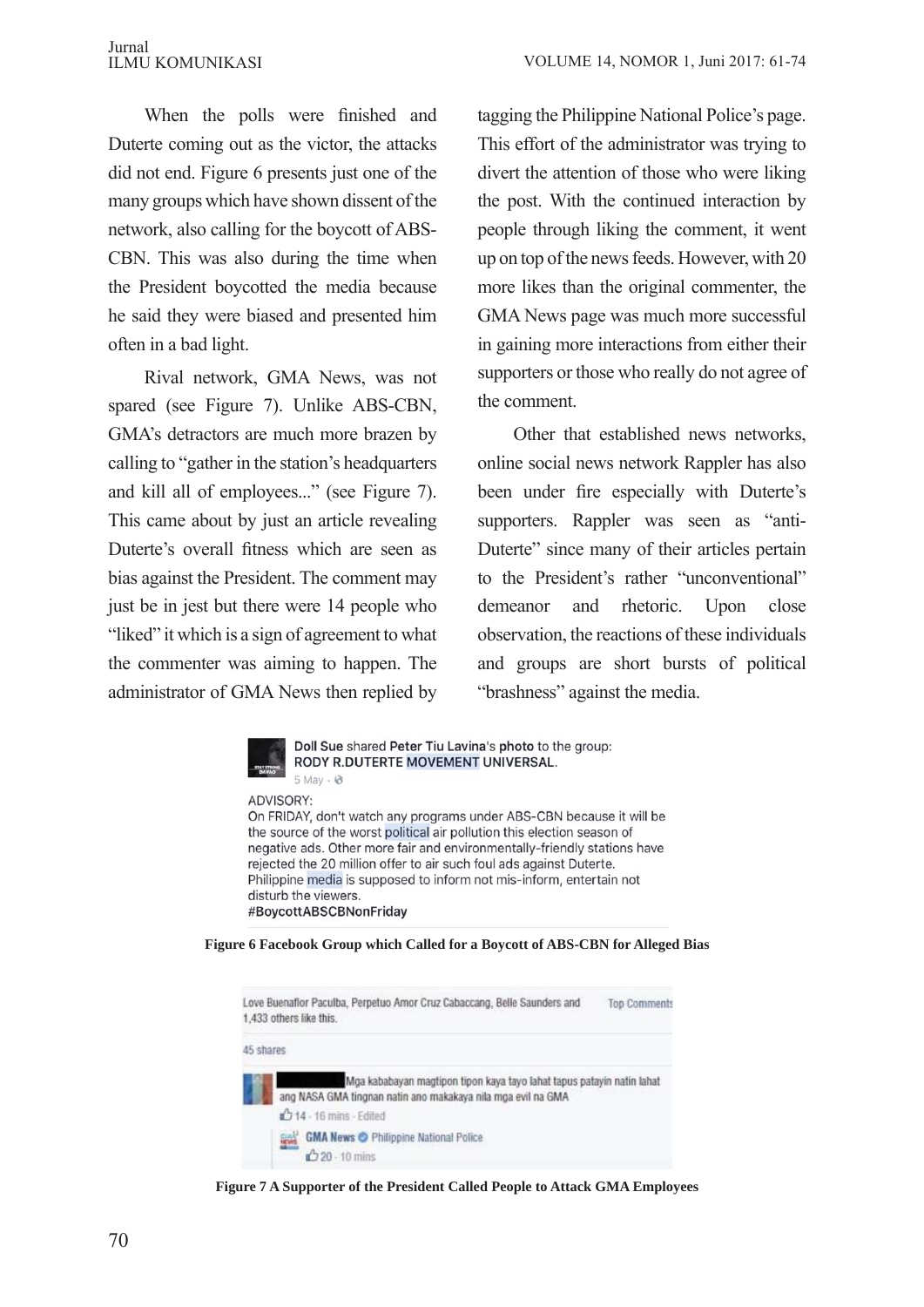When the polls were finished and Duterte coming out as the victor, the attacks did not end. Figure 6 presents just one of the many groups which have shown dissent of the network, also calling for the boycott of ABS-CBN. This was also during the time when the President boycotted the media because he said they were biased and presented him often in a bad light.

Rival network, GMA News, was not spared (see Figure 7). Unlike ABS-CBN, GMA's detractors are much more brazen by calling to "gather in the station's headquarters and kill all of employees..." (see Figure 7). This came about by just an article revealing Duterte's overall fitness which are seen as bias against the President. The comment may just be in jest but there were 14 people who "liked" it which is a sign of agreement to what the commenter was aiming to happen. The administrator of GMA News then replied by tagging the Philippine National Police's page. This effort of the administrator was trying to divert the attention of those who were liking the post. With the continued interaction by people through liking the comment, it went up on top of the news feeds. However, with 20 more likes than the original commenter, the GMA News page was much more successful in gaining more interactions from either their supporters or those who really do not agree of the comment.

Other that established news networks, online social news network Rappler has also been under fire especially with Duterte's supporters. Rappler was seen as "anti-Duterte" since many of their articles pertain to the President's rather "unconventional" demeanor and rhetoric. Upon close observation, the reactions of these individuals and groups are short bursts of political "brashness" against the media.

Doll Sue shared Peter Tiu Lavina's photo to the group: RODY R.DUTERTE MOVEMENT UNIVERSAL.
5 May

ADVISORY:
On FRIDAY, don't watch any programs under ABS-CBN because it will be the source of the worst political air pollution this election season of negative ads. Other more fair and environmentally-friendly stations have rejected the 20 million offer to air such foul ads against Duterte. Philippine media is supposed to inform not mis-inform, entertain not disturb the viewers.
#BoycottABSCBNonFriday

**Figure 6 Facebook Group which Called for a Boycott of ABS-CBN for Alleged Bias**

Love Buenaflor Paculba, Perpetuo Amor Cruz Cabaccang, Belle Saunders and 1,433 others like this. Top Comments

45 shares

Mga kababayan magtipon tipon kaya tayo lahat tapus patayin natin lahat ang NASA GMA tingnan natin ano makakaya nila mga evil na GMA
14 · 16 mins · Edited

GMA News Philippine National Police
20 · 10 mins

**Figure 7 A Supporter of the President Called People to Attack GMA Employees**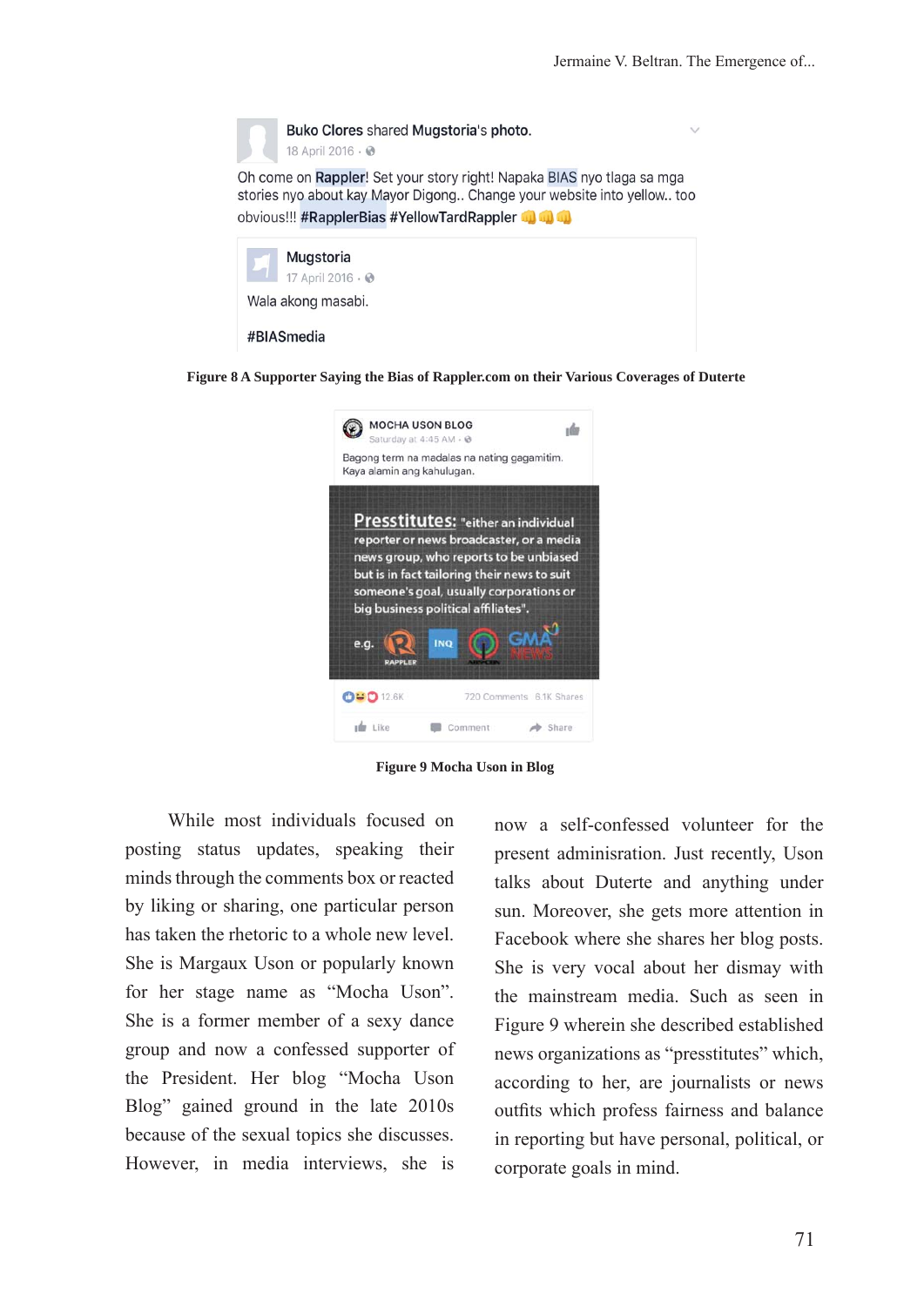Buko Clores shared Mugstoria's photo.
18 April 2016 ·

Oh come on Rappler! Set your story right! Napaka BIAS nyo tlaga sa mga stories nyo about kay Mayor Digong.. Change your website into yellow.. too obvious!!! #RapplerBias #YellowTardRappler 👊👊👊

Mugstoria
17 April 2016 ·

Wala akong masabi.

#BIASmedia

**Figure 8 A Supporter Saying the Bias of Rappler.com on their Various Coverages of Duterte**

MOCHA USON BLOG
Saturday at 4:45 AM ·

Bagong term na madalas na nating gagamitim. Kaya alamin ang kahulugan.

Presstitutes: "either an individual reporter or news broadcaster, or a media news group, who reports to be unbiased but is in fact tailoring their news to suit someone's goal, usually corporations or big business political affiliates".

e.g. RAPPLER INQ ABS-CBN GMA NEWS

12.6K 720 Comments 6.1K Shares

Like Comment Share

**Figure 9 Mocha Uson in Blog**

While most individuals focused on posting status updates, speaking their minds through the comments box or reacted by liking or sharing, one particular person has taken the rhetoric to a whole new level. She is Margaux Uson or popularly known for her stage name as "Mocha Uson". She is a former member of a sexy dance group and now a confessed supporter of the President. Her blog "Mocha Uson Blog" gained ground in the late 2010s because of the sexual topics she discusses. However, in media interviews, she is now a self-confessed volunteer for the present adminisration. Just recently, Uson talks about Duterte and anything under sun. Moreover, she gets more attention in Facebook where she shares her blog posts. She is very vocal about her dismay with the mainstream media. Such as seen in Figure 9 wherein she described established news organizations as "presstitutes" which, according to her, are journalists or news outfits which profess fairness and balance in reporting but have personal, political, or corporate goals in mind.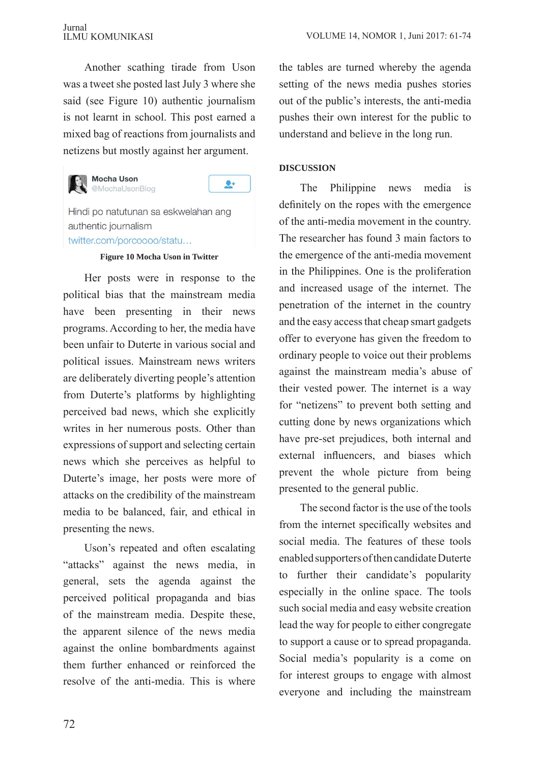Another scathing tirade from Uson was a tweet she posted last July 3 where she said (see Figure 10) authentic journalism is not learnt in school. This post earned a mixed bag of reactions from journalists and netizens but mostly against her argument.

Mocha Uson
@MochaUsonBlog

Hindi po natutunan sa eskwelahan ang authentic journalism
twitter.com/porcoooo/statu…

**Figure 10 Mocha Uson in Twitter**

Her posts were in response to the political bias that the mainstream media have been presenting in their news programs. According to her, the media have been unfair to Duterte in various social and political issues. Mainstream news writers are deliberately diverting people's attention from Duterte's platforms by highlighting perceived bad news, which she explicitly writes in her numerous posts. Other than expressions of support and selecting certain news which she perceives as helpful to Duterte's image, her posts were more of attacks on the credibility of the mainstream media to be balanced, fair, and ethical in presenting the news.

Uson's repeated and often escalating "attacks" against the news media, in general, sets the agenda against the perceived political propaganda and bias of the mainstream media. Despite these, the apparent silence of the news media against the online bombardments against them further enhanced or reinforced the resolve of the anti-media. This is where the tables are turned whereby the agenda setting of the news media pushes stories out of the public's interests, the anti-media pushes their own interest for the public to understand and believe in the long run.

**DISCUSSION**

The Philippine news media is definitely on the ropes with the emergence of the anti-media movement in the country. The researcher has found 3 main factors to the emergence of the anti-media movement in the Philippines. One is the proliferation and increased usage of the internet. The penetration of the internet in the country and the easy access that cheap smart gadgets offer to everyone has given the freedom to ordinary people to voice out their problems against the mainstream media's abuse of their vested power. The internet is a way for "netizens" to prevent both setting and cutting done by news organizations which have pre-set prejudices, both internal and external influencers, and biases which prevent the whole picture from being presented to the general public.

The second factor is the use of the tools from the internet specifically websites and social media. The features of these tools enabled supporters of then candidate Duterte to further their candidate's popularity especially in the online space. The tools such social media and easy website creation lead the way for people to either congregate to support a cause or to spread propaganda. Social media's popularity is a come on for interest groups to engage with almost everyone and including the mainstream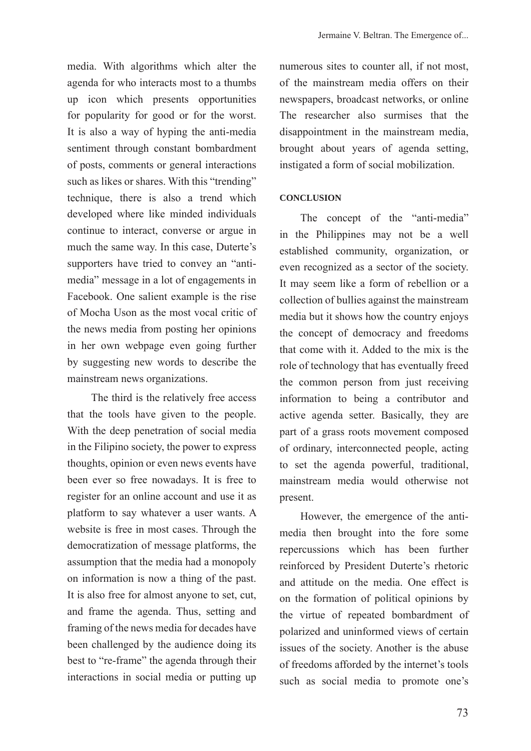media. With algorithms which alter the agenda for who interacts most to a thumbs up icon which presents opportunities for popularity for good or for the worst. It is also a way of hyping the anti-media sentiment through constant bombardment of posts, comments or general interactions such as likes or shares. With this "trending" technique, there is also a trend which developed where like minded individuals continue to interact, converse or argue in much the same way. In this case, Duterte's supporters have tried to convey an "anti-media" message in a lot of engagements in Facebook. One salient example is the rise of Mocha Uson as the most vocal critic of the news media from posting her opinions in her own webpage even going further by suggesting new words to describe the mainstream news organizations.

The third is the relatively free access that the tools have given to the people. With the deep penetration of social media in the Filipino society, the power to express thoughts, opinion or even news events have been ever so free nowadays. It is free to register for an online account and use it as platform to say whatever a user wants. A website is free in most cases. Through the democratization of message platforms, the assumption that the media had a monopoly on information is now a thing of the past. It is also free for almost anyone to set, cut, and frame the agenda. Thus, setting and framing of the news media for decades have been challenged by the audience doing its best to "re-frame" the agenda through their interactions in social media or putting up numerous sites to counter all, if not most, of the mainstream media offers on their newspapers, broadcast networks, or online The researcher also surmises that the disappointment in the mainstream media, brought about years of agenda setting, instigated a form of social mobilization.

## CONCLUSION

The concept of the "anti-media" in the Philippines may not be a well established community, organization, or even recognized as a sector of the society. It may seem like a form of rebellion or a collection of bullies against the mainstream media but it shows how the country enjoys the concept of democracy and freedoms that come with it. Added to the mix is the role of technology that has eventually freed the common person from just receiving information to being a contributor and active agenda setter. Basically, they are part of a grass roots movement composed of ordinary, interconnected people, acting to set the agenda powerful, traditional, mainstream media would otherwise not present.

However, the emergence of the anti-media then brought into the fore some repercussions which has been further reinforced by President Duterte's rhetoric and attitude on the media. One effect is on the formation of political opinions by the virtue of repeated bombardment of polarized and uninformed views of certain issues of the society. Another is the abuse of freedoms afforded by the internet's tools such as social media to promote one's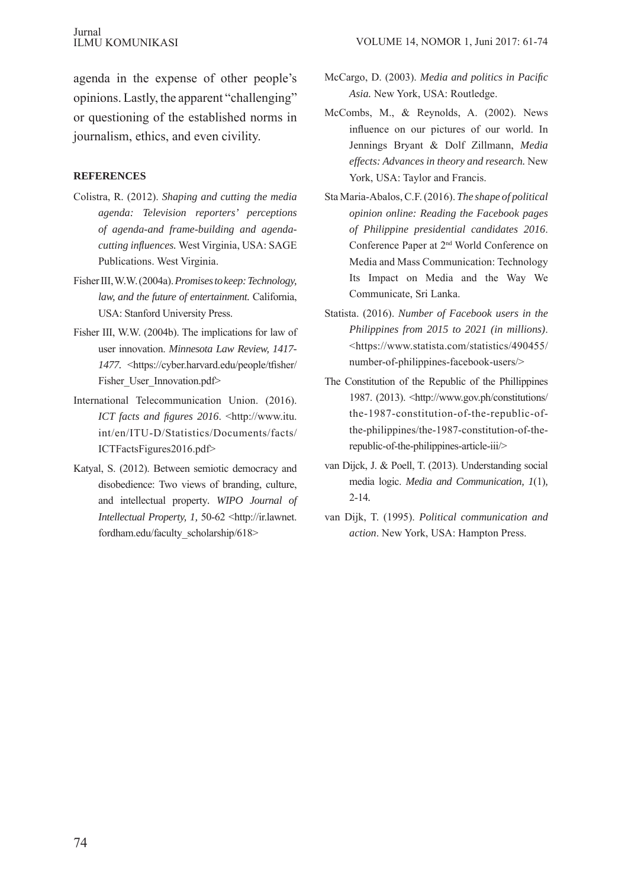agenda in the expense of other people's opinions. Lastly, the apparent "challenging" or questioning of the established norms in journalism, ethics, and even civility.

## REFERENCES

Colistra, R. (2012). *Shaping and cutting the media agenda: Television reporters' perceptions of agenda-and frame-building and agenda-cutting influences.* West Virginia, USA: SAGE Publications. West Virginia.

Fisher III, W.W. (2004a). *Promises to keep: Technology, law, and the future of entertainment.* California, USA: Stanford University Press.

Fisher III, W.W. (2004b). The implications for law of user innovation. *Minnesota Law Review, 1417-1477.* <https://cyber.harvard.edu/people/tfisher/Fisher_User_Innovation.pdf>

International Telecommunication Union. (2016). *ICT facts and figures 2016*. <http://www.itu.int/en/ITU-D/Statistics/Documents/facts/ICTFactsFigures2016.pdf>

Katyal, S. (2012). Between semiotic democracy and disobedience: Two views of branding, culture, and intellectual property. *WIPO Journal of Intellectual Property, 1,* 50-62 <http://ir.lawnet.fordham.edu/faculty_scholarship/618>

McCargo, D. (2003). *Media and politics in Pacific Asia.* New York, USA: Routledge.

McCombs, M., & Reynolds, A. (2002). News influence on our pictures of our world. In Jennings Bryant & Dolf Zillmann, *Media effects: Advances in theory and research.* New York, USA: Taylor and Francis.

Sta Maria-Abalos, C.F. (2016). *The shape of political opinion online: Reading the Facebook pages of Philippine presidential candidates 2016*. Conference Paper at 2nd World Conference on Media and Mass Communication: Technology Its Impact on Media and the Way We Communicate, Sri Lanka.

Statista. (2016). *Number of Facebook users in the Philippines from 2015 to 2021 (in millions)*. <https://www.statista.com/statistics/490455/number-of-philippines-facebook-users/>

The Constitution of the Republic of the Phillippines 1987. (2013). <http://www.gov.ph/constitutions/the-1987-constitution-of-the-republic-of-the-philippines/the-1987-constitution-of-the-republic-of-the-philippines-article-iii/>

van Dijck, J. & Poell, T. (2013). Understanding social media logic. *Media and Communication, 1*(1), 2-14.

van Dijk, T. (1995). *Political communication and action*. New York, USA: Hampton Press.